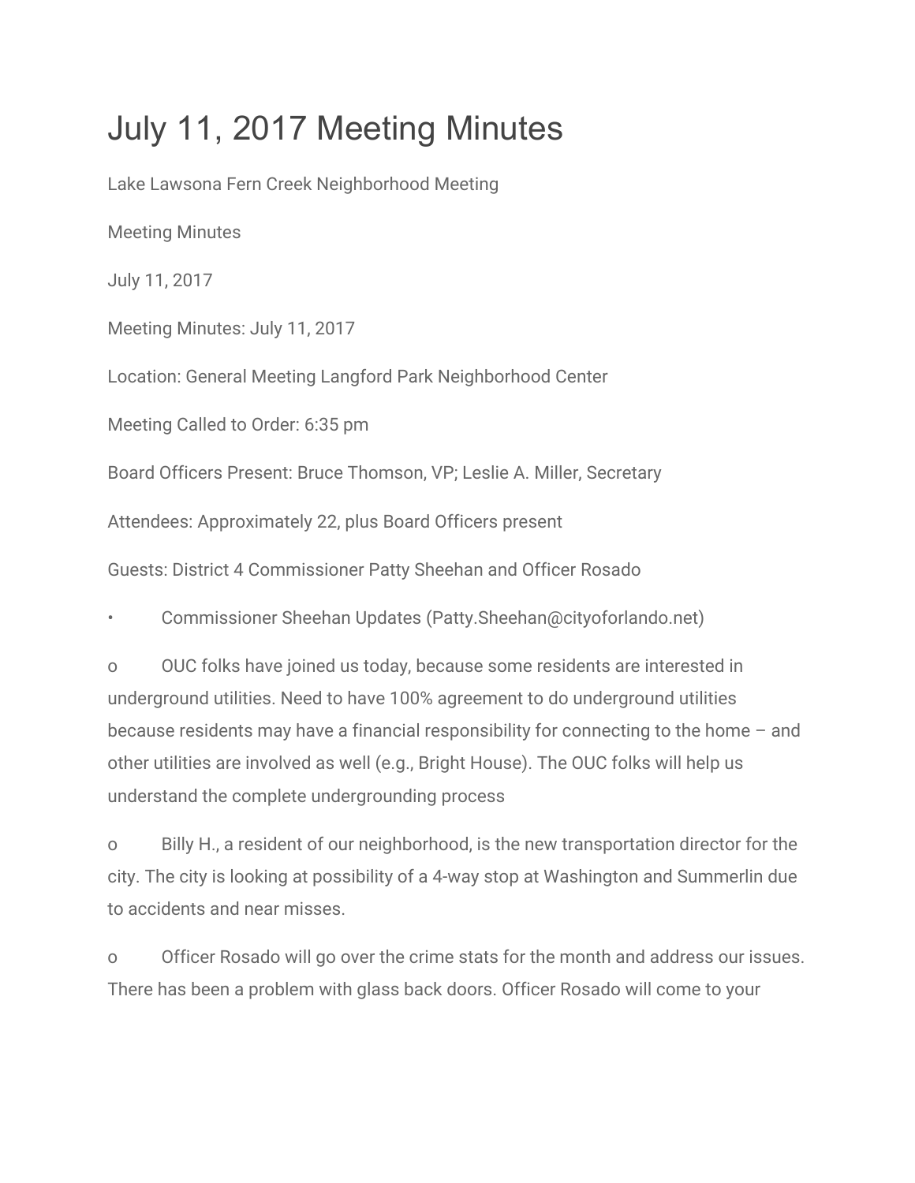# July 11, 2017 Meeting Minutes

Lake Lawsona Fern Creek Neighborhood Meeting

Meeting Minutes

July 11, 2017

Meeting Minutes: July 11, 2017

Location: General Meeting Langford Park Neighborhood Center

Meeting Called to Order: 6:35 pm

Board Officers Present: Bruce Thomson, VP; Leslie A. Miller, Secretary

Attendees: Approximately 22, plus Board Officers present

Guests: District 4 Commissioner Patty Sheehan and Officer Rosado

- Commissioner Sheehan Updates (Patty.Sheehan@cityoforlando.net)
  - OUC folks have joined us today, because some residents are interested in underground utilities. Need to have 100% agreement to do underground utilities because residents may have a financial responsibility for connecting to the home – and other utilities are involved as well (e.g., Bright House). The OUC folks will help us understand the complete undergrounding process
  - Billy H., a resident of our neighborhood, is the new transportation director for the city. The city is looking at possibility of a 4-way stop at Washington and Summerlin due to accidents and near misses.
  - Officer Rosado will go over the crime stats for the month and address our issues. There has been a problem with glass back doors. Officer Rosado will come to your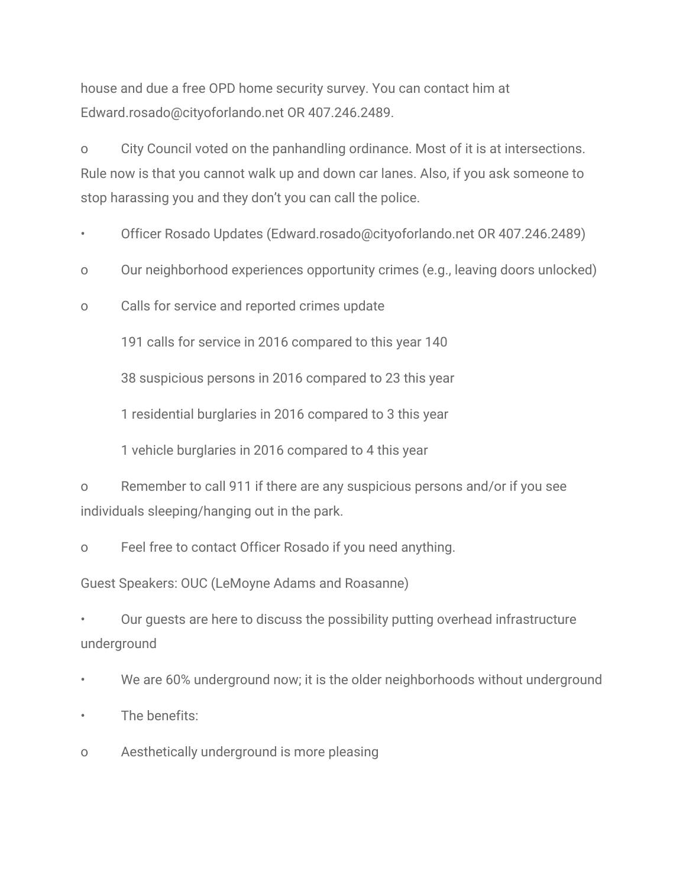house and due a free OPD home security survey. You can contact him at Edward.rosado@cityoforlando.net OR 407.246.2489.

o City Council voted on the panhandling ordinance. Most of it is at intersections. Rule now is that you cannot walk up and down car lanes. Also, if you ask someone to stop harassing you and they don't you can call the police.

- Officer Rosado Updates (Edward.rosado@cityoforlando.net OR 407.246.2489)

o Our neighborhood experiences opportunity crimes (e.g., leaving doors unlocked)

o Calls for service and reported crimes update

  191 calls for service in 2016 compared to this year 140

  38 suspicious persons in 2016 compared to 23 this year

  1 residential burglaries in 2016 compared to 3 this year

  1 vehicle burglaries in 2016 compared to 4 this year

o Remember to call 911 if there are any suspicious persons and/or if you see individuals sleeping/hanging out in the park.

o Feel free to contact Officer Rosado if you need anything.

Guest Speakers: OUC (LeMoyne Adams and Roasanne)

- Our guests are here to discuss the possibility putting overhead infrastructure underground

- We are 60% underground now; it is the older neighborhoods without underground

- The benefits:

o Aesthetically underground is more pleasing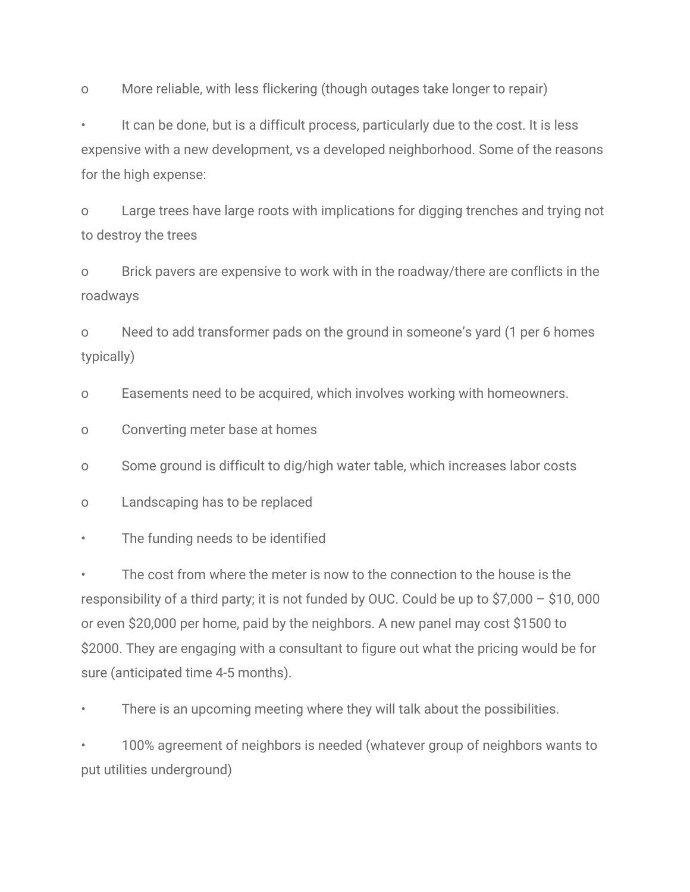- More reliable, with less flickering (though outages take longer to repair)

- It can be done, but is a difficult process, particularly due to the cost. It is less expensive with a new development, vs a developed neighborhood. Some of the reasons for the high expense:
    - Large trees have large roots with implications for digging trenches and trying not to destroy the trees
    - Brick pavers are expensive to work with in the roadway/there are conflicts in the roadways
    - Need to add transformer pads on the ground in someone's yard (1 per 6 homes typically)
    - Easements need to be acquired, which involves working with homeowners.
    - Converting meter base at homes
    - Some ground is difficult to dig/high water table, which increases labor costs
    - Landscaping has to be replaced
- The funding needs to be identified
- The cost from where the meter is now to the connection to the house is the responsibility of a third party; it is not funded by OUC. Could be up to $7,000 – $10, 000 or even $20,000 per home, paid by the neighbors. A new panel may cost $1500 to $2000. They are engaging with a consultant to figure out what the pricing would be for sure (anticipated time 4-5 months).
- There is an upcoming meeting where they will talk about the possibilities.
- 100% agreement of neighbors is needed (whatever group of neighbors wants to put utilities underground)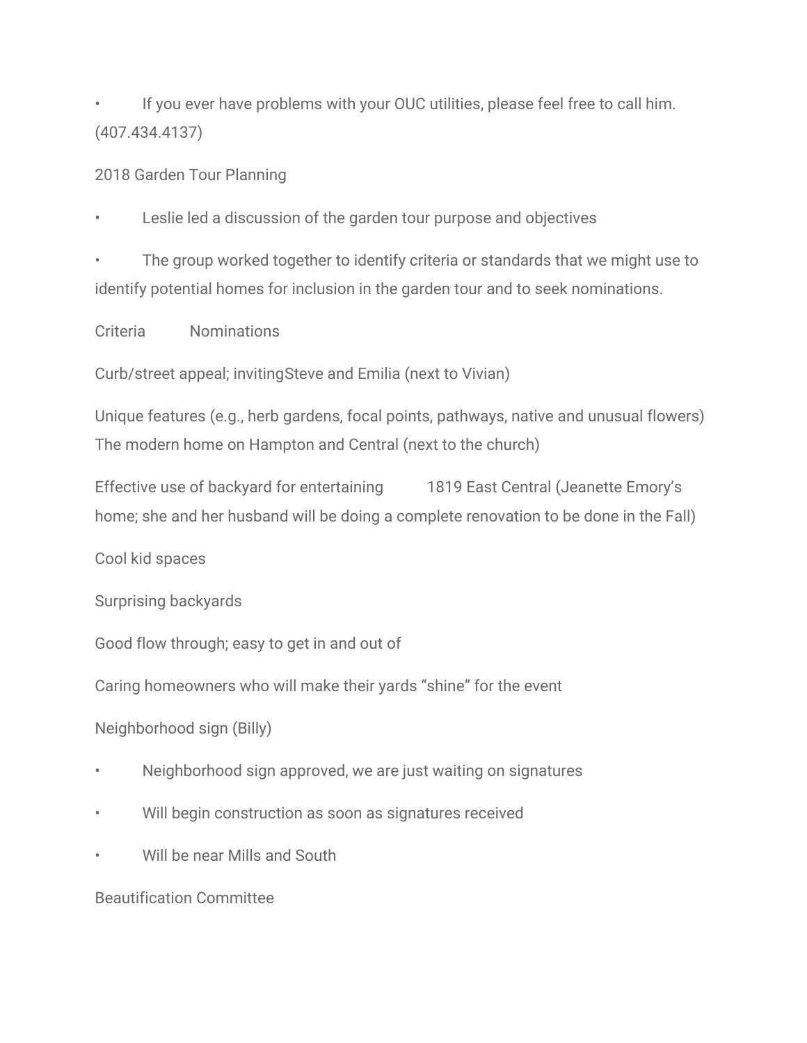- If you ever have problems with your OUC utilities, please feel free to call him. (407.434.4137)

2018 Garden Tour Planning

- Leslie led a discussion of the garden tour purpose and objectives
- The group worked together to identify criteria or standards that we might use to identify potential homes for inclusion in the garden tour and to seek nominations.

| Criteria | Nominations |
| --- | --- |
| Curb/street appeal; inviting | Steve and Emilia (next to Vivian) |
| Unique features (e.g., herb gardens, focal points, pathways, native and unusual flowers) | The modern home on Hampton and Central (next to the church) |
| Effective use of backyard for entertaining | 1819 East Central (Jeanette Emory's home; she and her husband will be doing a complete renovation to be done in the Fall) |
| Cool kid spaces | |
| Surprising backyards | |
| Good flow through; easy to get in and out of | |
| Caring homeowners who will make their yards "shine" for the event | |

Neighborhood sign (Billy)

- Neighborhood sign approved, we are just waiting on signatures
- Will begin construction as soon as signatures received
- Will be near Mills and South

Beautification Committee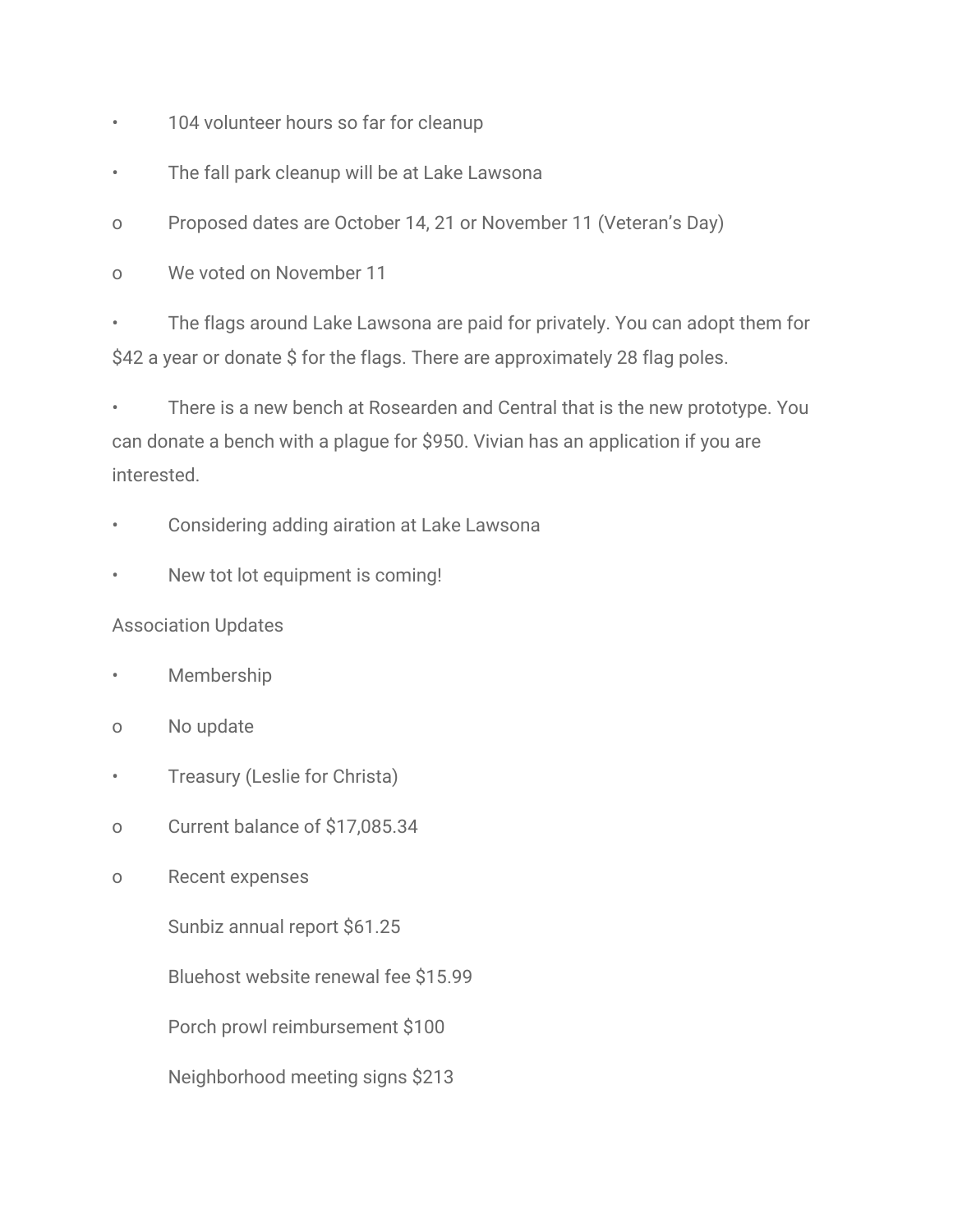- 104 volunteer hours so far for cleanup
- The fall park cleanup will be at Lake Lawsona
  - Proposed dates are October 14, 21 or November 11 (Veteran's Day)
  - We voted on November 11
- The flags around Lake Lawsona are paid for privately. You can adopt them for $42 a year or donate $ for the flags. There are approximately 28 flag poles.
- There is a new bench at Rosearden and Central that is the new prototype. You can donate a bench with a plague for $950. Vivian has an application if you are interested.
- Considering adding airation at Lake Lawsona
- New tot lot equipment is coming!

Association Updates

- Membership
  - No update
- Treasury (Leslie for Christa)
  - Current balance of $17,085.34
  - Recent expenses
    - Sunbiz annual report $61.25
    - Bluehost website renewal fee $15.99
    - Porch prowl reimbursement $100
    - Neighborhood meeting signs $213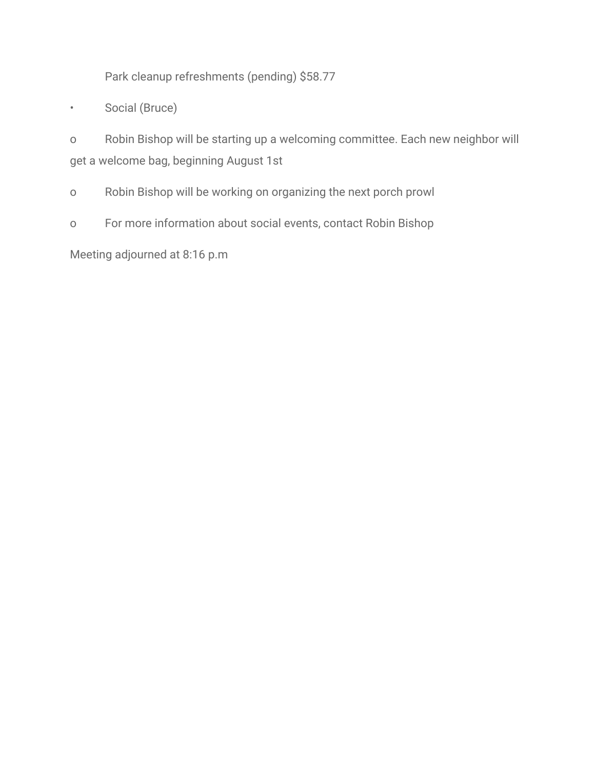Park cleanup refreshments (pending) $58.77

- Social (Bruce)
  - Robin Bishop will be starting up a welcoming committee. Each new neighbor will get a welcome bag, beginning August 1st
  - Robin Bishop will be working on organizing the next porch prowl
  - For more information about social events, contact Robin Bishop

Meeting adjourned at 8:16 p.m